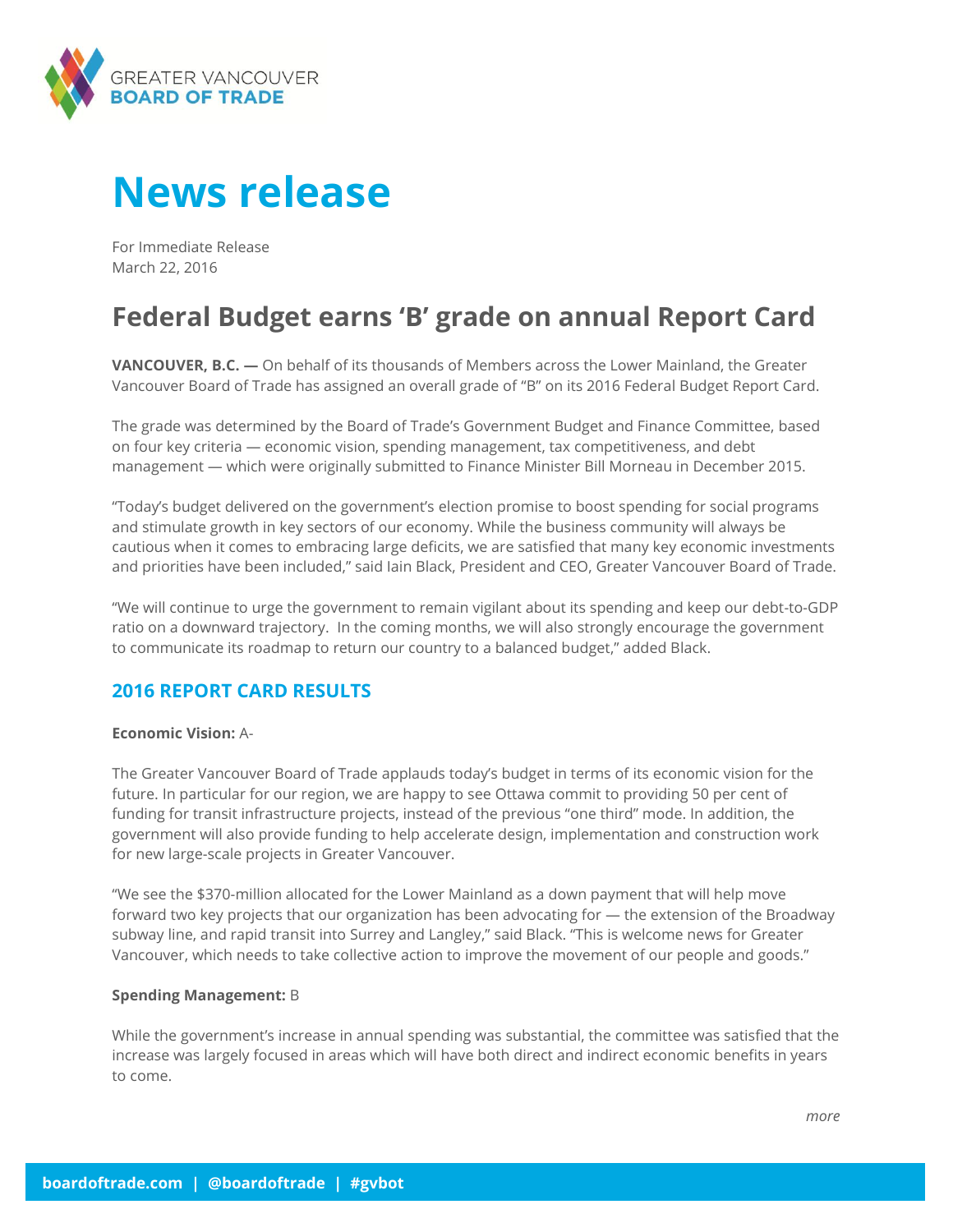GREATER VANCOUVER
**BOARD OF TRADE**

# News release

For Immediate Release
March 22, 2016

## Federal Budget earns 'B' grade on annual Report Card

**VANCOUVER, B.C. —** On behalf of its thousands of Members across the Lower Mainland, the Greater Vancouver Board of Trade has assigned an overall grade of "B" on its 2016 Federal Budget Report Card.

The grade was determined by the Board of Trade's Government Budget and Finance Committee, based on four key criteria — economic vision, spending management, tax competitiveness, and debt management — which were originally submitted to Finance Minister Bill Morneau in December 2015.

"Today's budget delivered on the government's election promise to boost spending for social programs and stimulate growth in key sectors of our economy. While the business community will always be cautious when it comes to embracing large deficits, we are satisfied that many key economic investments and priorities have been included," said Iain Black, President and CEO, Greater Vancouver Board of Trade.

"We will continue to urge the government to remain vigilant about its spending and keep our debt-to-GDP ratio on a downward trajectory. In the coming months, we will also strongly encourage the government to communicate its roadmap to return our country to a balanced budget," added Black.

### 2016 REPORT CARD RESULTS

**Economic Vision:** A-

The Greater Vancouver Board of Trade applauds today's budget in terms of its economic vision for the future. In particular for our region, we are happy to see Ottawa commit to providing 50 per cent of funding for transit infrastructure projects, instead of the previous "one third" mode. In addition, the government will also provide funding to help accelerate design, implementation and construction work for new large-scale projects in Greater Vancouver.

"We see the $370-million allocated for the Lower Mainland as a down payment that will help move forward two key projects that our organization has been advocating for — the extension of the Broadway subway line, and rapid transit into Surrey and Langley," said Black. "This is welcome news for Greater Vancouver, which needs to take collective action to improve the movement of our people and goods."

**Spending Management:** B

While the government's increase in annual spending was substantial, the committee was satisfied that the increase was largely focused in areas which will have both direct and indirect economic benefits in years to come.

*more*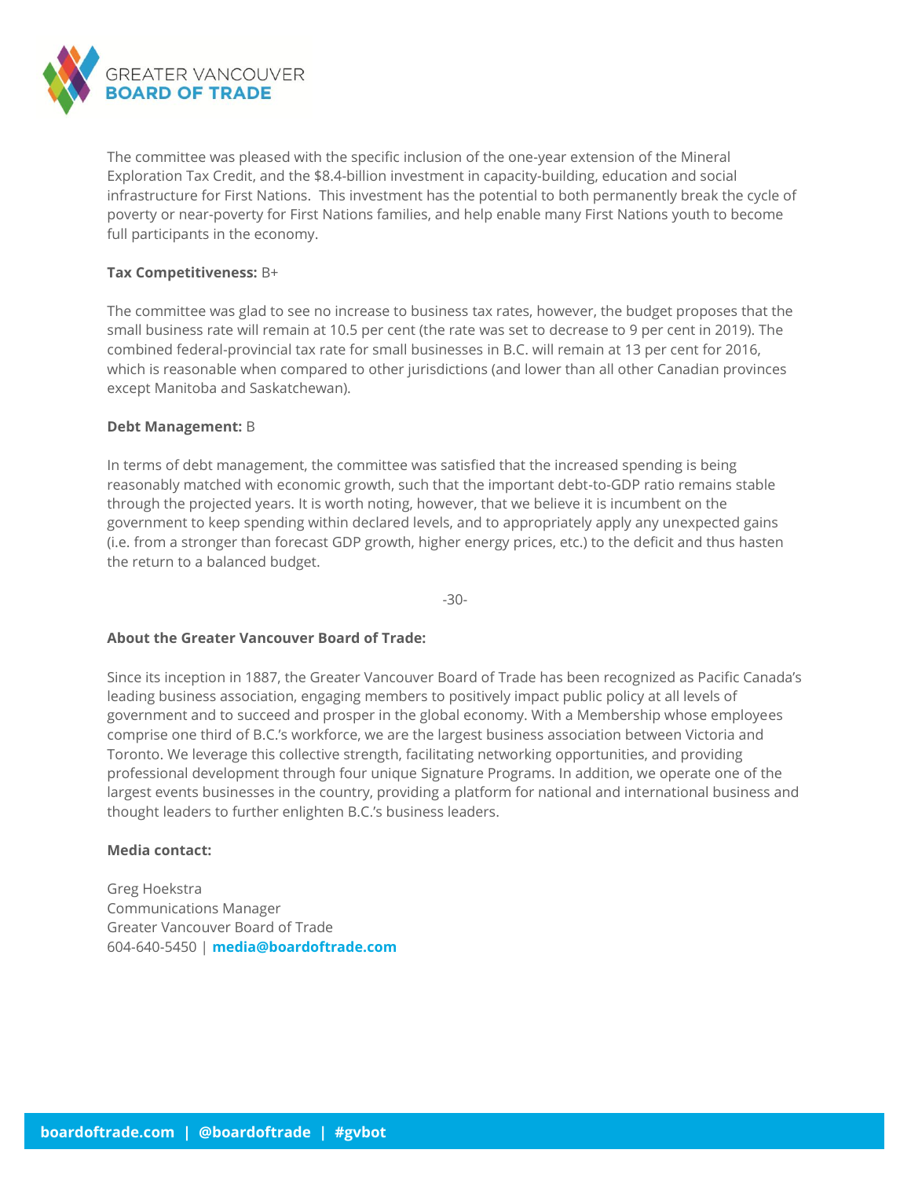The committee was pleased with the specific inclusion of the one-year extension of the Mineral Exploration Tax Credit, and the $8.4-billion investment in capacity-building, education and social infrastructure for First Nations.  This investment has the potential to both permanently break the cycle of poverty or near-poverty for First Nations families, and help enable many First Nations youth to become full participants in the economy.

**Tax Competitiveness:** B+

The committee was glad to see no increase to business tax rates, however, the budget proposes that the small business rate will remain at 10.5 per cent (the rate was set to decrease to 9 per cent in 2019). The combined federal-provincial tax rate for small businesses in B.C. will remain at 13 per cent for 2016, which is reasonable when compared to other jurisdictions (and lower than all other Canadian provinces except Manitoba and Saskatchewan).

**Debt Management:** B

In terms of debt management, the committee was satisfied that the increased spending is being reasonably matched with economic growth, such that the important debt-to-GDP ratio remains stable through the projected years. It is worth noting, however, that we believe it is incumbent on the government to keep spending within declared levels, and to appropriately apply any unexpected gains (i.e. from a stronger than forecast GDP growth, higher energy prices, etc.) to the deficit and thus hasten the return to a balanced budget.

-30-

**About the Greater Vancouver Board of Trade:**

Since its inception in 1887, the Greater Vancouver Board of Trade has been recognized as Pacific Canada's leading business association, engaging members to positively impact public policy at all levels of government and to succeed and prosper in the global economy. With a Membership whose employees comprise one third of B.C.'s workforce, we are the largest business association between Victoria and Toronto. We leverage this collective strength, facilitating networking opportunities, and providing professional development through four unique Signature Programs. In addition, we operate one of the largest events businesses in the country, providing a platform for national and international business and thought leaders to further enlighten B.C.'s business leaders.

**Media contact:**

Greg Hoekstra
Communications Manager
Greater Vancouver Board of Trade
604-640-5450 | **media@boardoftrade.com**